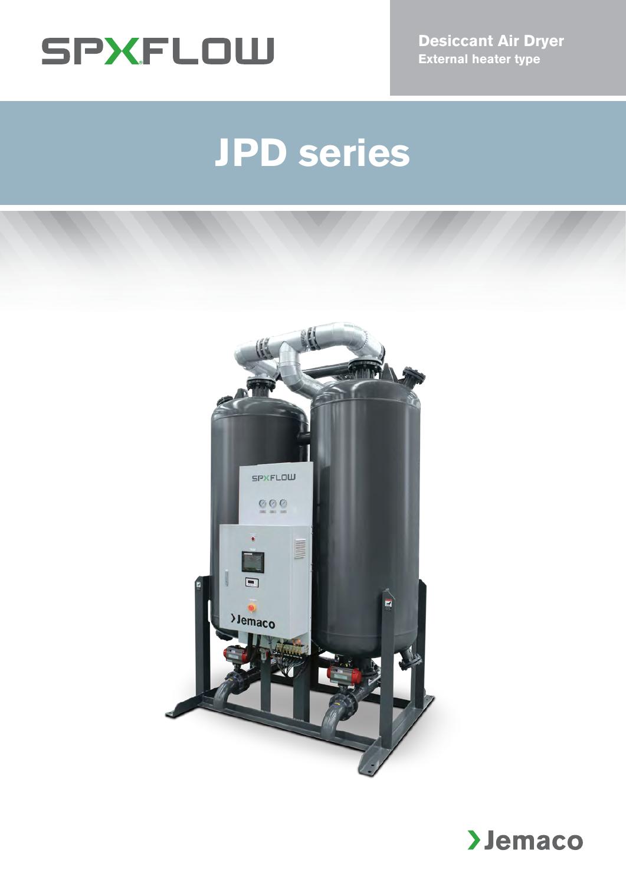SPXFLOW

**Desiccant Air Dryer**
**External heater type**

# JPD series

Jemaco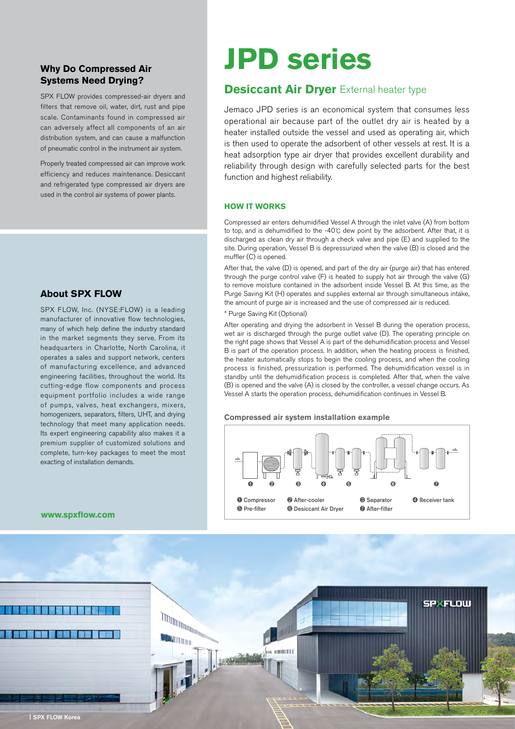## Why Do Compressed Air Systems Need Drying?

SPX FLOW provides compressed-air dryers and filters that remove oil, water, dirt, rust and pipe scale. Contaminants found in compressed air can adversely affect all components of an air distribution system, and can cause a malfunction of pneumatic control in the instrument air system.

Properly treated compressed air can improve work efficiency and reduces maintenance. Desiccant and refrigerated type compressed air dryers are used in the control air systems of power plants.

## About SPX FLOW

SPX FLOW, Inc. (NYSE:FLOW) is a leading manufacturer of innovative flow technologies, many of which help define the industry standard in the market segments they serve. From its headquarters in Charlotte, North Carolina, it operates a sales and support network, centers of manufacturing excellence, and advanced engineering facilities, throughout the world. Its cutting-edge flow components and process equipment portfolio includes a wide range of pumps, valves, heat exchangers, mixers, homogenizers, separators, filters, UHT, and drying technology that meet many application needs. Its expert engineering capability also makes it a premium supplier of customized solutions and complete, turn-key packages to meet the most exacting of installation demands.

**www.spxflow.com**

# JPD series

## Desiccant Air Dryer External heater type

Jemaco JPD series is an economical system that consumes less operational air because part of the outlet dry air is heated by a heater installed outside the vessel and used as operating air, which is then used to operate the adsorbent of other vessels at rest. It is a heat adsorption type air dryer that provides excellent durability and reliability through design with carefully selected parts for the best function and highest reliability.

### HOW IT WORKS

Compressed air enters dehumidified Vessel A through the inlet valve (A) from bottom to top, and is dehumidified to the -40℃ dew point by the adsorbent. After that, it is discharged as clean dry air through a check valve and pipe (E) and supplied to the site. During operation, Vessel B is depressurized when the valve (B) is closed and the muffler (C) is opened.

After that, the valve (D) is opened, and part of the dry air (purge air) that has entered through the purge control valve (F) is heated to supply hot air through the valve (G) to remove moisture contained in the adsorbent inside Vessel B. At this time, as the Purge Saving Kit (H) operates and supplies external air through simultaneous intake, the amount of purge air is increased and the use of compressed air is reduced.

* Purge Saving Kit (Optional)

After operating and drying the adsorbent in Vessel B during the operation process, wet air is discharged through the purge outlet valve (D). The operating principle on the right page shows that Vessel A is part of the dehumidification process and Vessel B is part of the operation process. In addition, when the heating process is finished, the heater automatically stops to begin the cooling process, and when the cooling process is finished, pressurization is performed. The dehumidification vessel is in standby until the dehumidification process is completed. After that, when the valve (B) is opened and the valve (A) is closed by the controller, a vessel change occurs. As Vessel A starts the operation process, dehumidification continues in Vessel B.

**Compressed air system installation example**

❶ Compressor ❷ After-cooler ❸ Separator ❹ Receiver tank
❺ Pre-filter ❻ Desiccant Air Dryer ❼ After-filter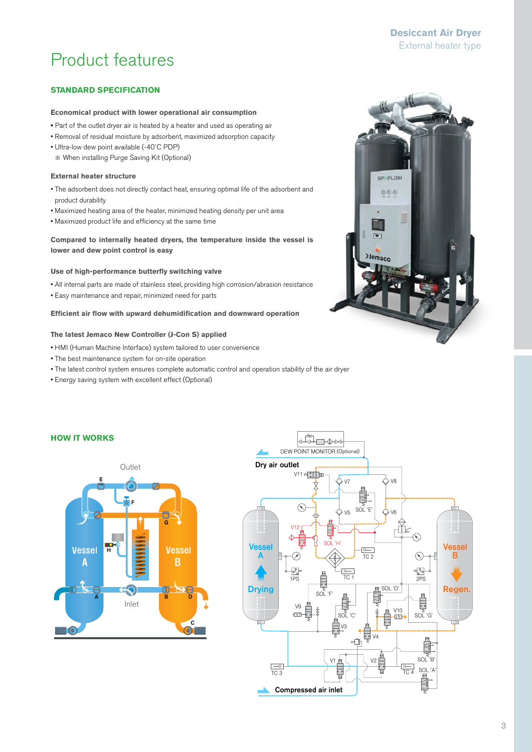# Product features

## STANDARD SPECIFICATION

**Economical product with lower operational air consumption**

- Part of the outlet dryer air is heated by a heater and used as operating air
- Removal of residual moisture by adsorbent, maximized adsorption capacity
- Ultra-low dew point available (-40˚C PDP)
  ※ When installing Purge Saving Kit (Optional)

**External heater structure**

- The adsorbent does not directly contact heat, ensuring optimal life of the adsorbent and product durability
- Maximized heating area of the heater, minimized heating density per unit area
- Maximized product life and efficiency at the same time

**Compared to internally heated dryers, the temperature inside the vessel is lower and dew point control is easy**

**Use of high-performance butterfly switching valve**

- All internal parts are made of stainless steel, providing high corrosion/abrasion resistance
- Easy maintenance and repair, minimized need for parts

**Efficient air flow with upward dehumidification and downward operation**

**The latest Jemaco New Controller (J-Con S) applied**

- HMI (Human Machine Interface) system tailored to user convenience
- The best maintenance system for on-site operation
- The latest control system ensures complete automatic control and operation stability of the air dryer
- Energy saving system with excellent effect (Optional)

## HOW IT WORKS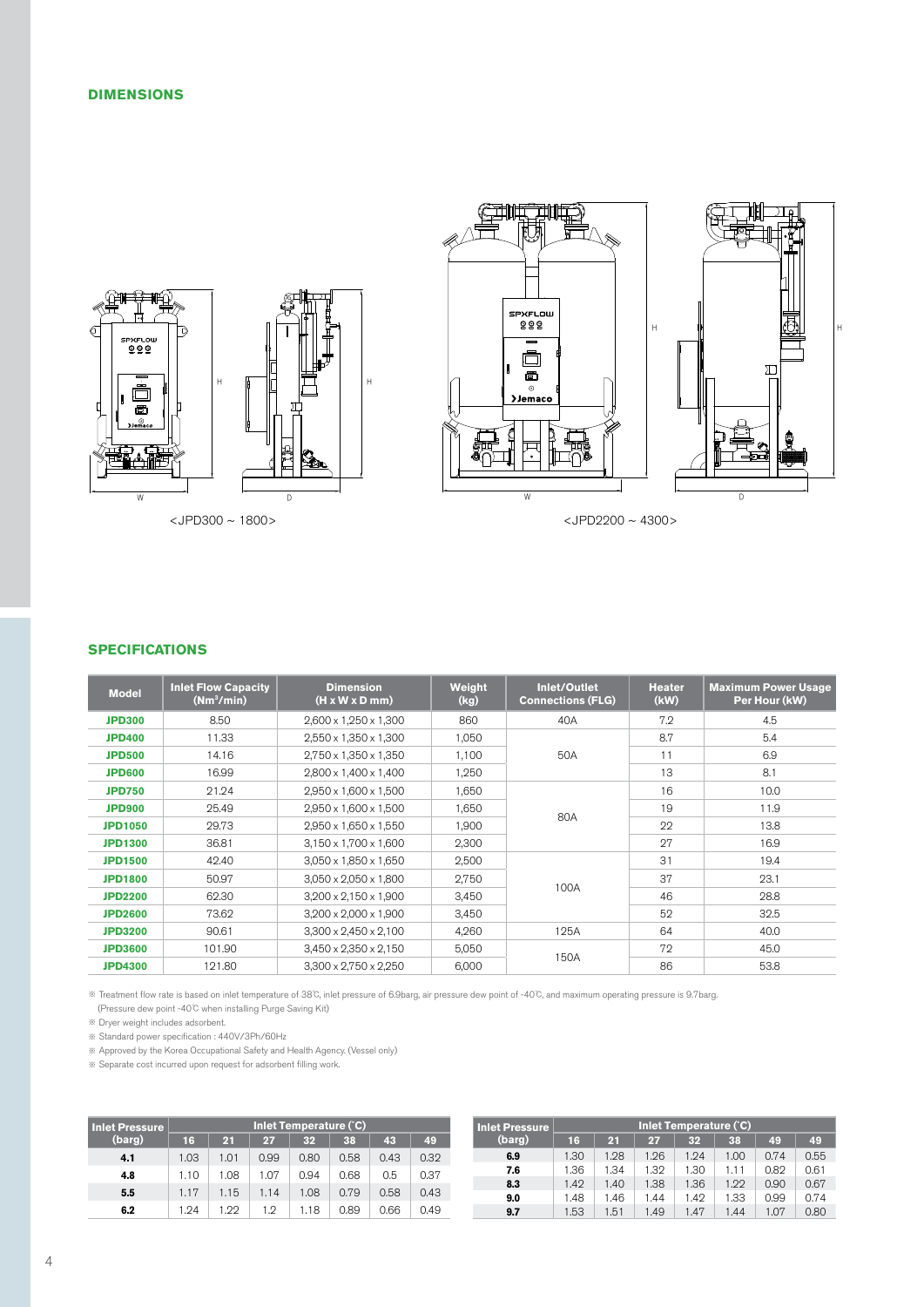## DIMENSIONS

<JPD300 ~ 1800>

<JPD2200 ~ 4300>

## SPECIFICATIONS

| Model | Inlet Flow Capacity ($Nm^3$/min) | Dimension (H x W x D mm) | Weight (kg) | Inlet/Outlet Connections (FLG) | Heater (kW) | Maximum Power Usage Per Hour (kW) |
|---|---|---|---|---|---|---|
| JPD300 | 8.50 | 2,600 x 1,250 x 1,300 | 860 | 40A | 7.2 | 4.5 |
| JPD400 | 11.33 | 2,550 x 1,350 x 1,300 | 1,050 | 50A | 8.7 | 5.4 |
| JPD500 | 14.16 | 2,750 x 1,350 x 1,350 | 1,100 | | 11 | 6.9 |
| JPD600 | 16.99 | 2,800 x 1,400 x 1,400 | 1,250 | | 13 | 8.1 |
| JPD750 | 21.24 | 2,950 x 1,600 x 1,500 | 1,650 | 80A | 16 | 10.0 |
| JPD900 | 25.49 | 2,950 x 1,600 x 1,500 | 1,650 | | 19 | 11.9 |
| JPD1050 | 29.73 | 2,950 x 1,650 x 1,550 | 1,900 | | 22 | 13.8 |
| JPD1300 | 36.81 | 3,150 x 1,700 x 1,600 | 2,300 | | 27 | 16.9 |
| JPD1500 | 42.40 | 3,050 x 1,850 x 1,650 | 2,500 | 100A | 31 | 19.4 |
| JPD1800 | 50.97 | 3,050 x 2,050 x 1,800 | 2,750 | | 37 | 23.1 |
| JPD2200 | 62.30 | 3,200 x 2,150 x 1,900 | 3,450 | | 46 | 28.8 |
| JPD2600 | 73.62 | 3,200 x 2,000 x 1,900 | 3,450 | | 52 | 32.5 |
| JPD3200 | 90.61 | 3,300 x 2,450 x 2,100 | 4,260 | 125A | 64 | 40.0 |
| JPD3600 | 101.90 | 3,450 x 2,350 x 2,150 | 5,050 | 150A | 72 | 45.0 |
| JPD4300 | 121.80 | 3,300 x 2,750 x 2,250 | 6,000 | | 86 | 53.8 |

※ Treatment flow rate is based on inlet temperature of 38℃, inlet pressure of 6.9barg, air pressure dew point of -40℃, and maximum operating pressure is 9.7barg.
(Pressure dew point -40℃ when installing Purge Saving Kit)

※ Dryer weight includes adsorbent.

※ Standard power specification : 440V/3Ph/60Hz

※ Approved by the Korea Occupational Safety and Health Agency. (Vessel only)

※ Separate cost incurred upon request for adsorbent filling work.

| Inlet Pressure (barg) | Inlet Temperature (℃) | | | | | | |
|---|---|---|---|---|---|---|---|
| | 16 | 21 | 27 | 32 | 38 | 43 | 49 |
| 4.1 | 1.03 | 1.01 | 0.99 | 0.80 | 0.58 | 0.43 | 0.32 |
| 4.8 | 1.10 | 1.08 | 1.07 | 0.94 | 0.68 | 0.5 | 0.37 |
| 5.5 | 1.17 | 1.15 | 1.14 | 1.08 | 0.79 | 0.58 | 0.43 |
| 6.2 | 1.24 | 1.22 | 1.2 | 1.18 | 0.89 | 0.66 | 0.49 |

| Inlet Pressure (barg) | Inlet Temperature (℃) | | | | | | |
|---|---|---|---|---|---|---|---|
| | 16 | 21 | 27 | 32 | 38 | 49 | 49 |
| 6.9 | 1.30 | 1.28 | 1.26 | 1.24 | 1.00 | 0.74 | 0.55 |
| 7.6 | 1.36 | 1.34 | 1.32 | 1.30 | 1.11 | 0.82 | 0.61 |
| 8.3 | 1.42 | 1.40 | 1.38 | 1.36 | 1.22 | 0.90 | 0.67 |
| 9.0 | 1.48 | 1.46 | 1.44 | 1.42 | 1.33 | 0.99 | 0.74 |
| 9.7 | 1.53 | 1.51 | 1.49 | 1.47 | 1.44 | 1.07 | 0.80 |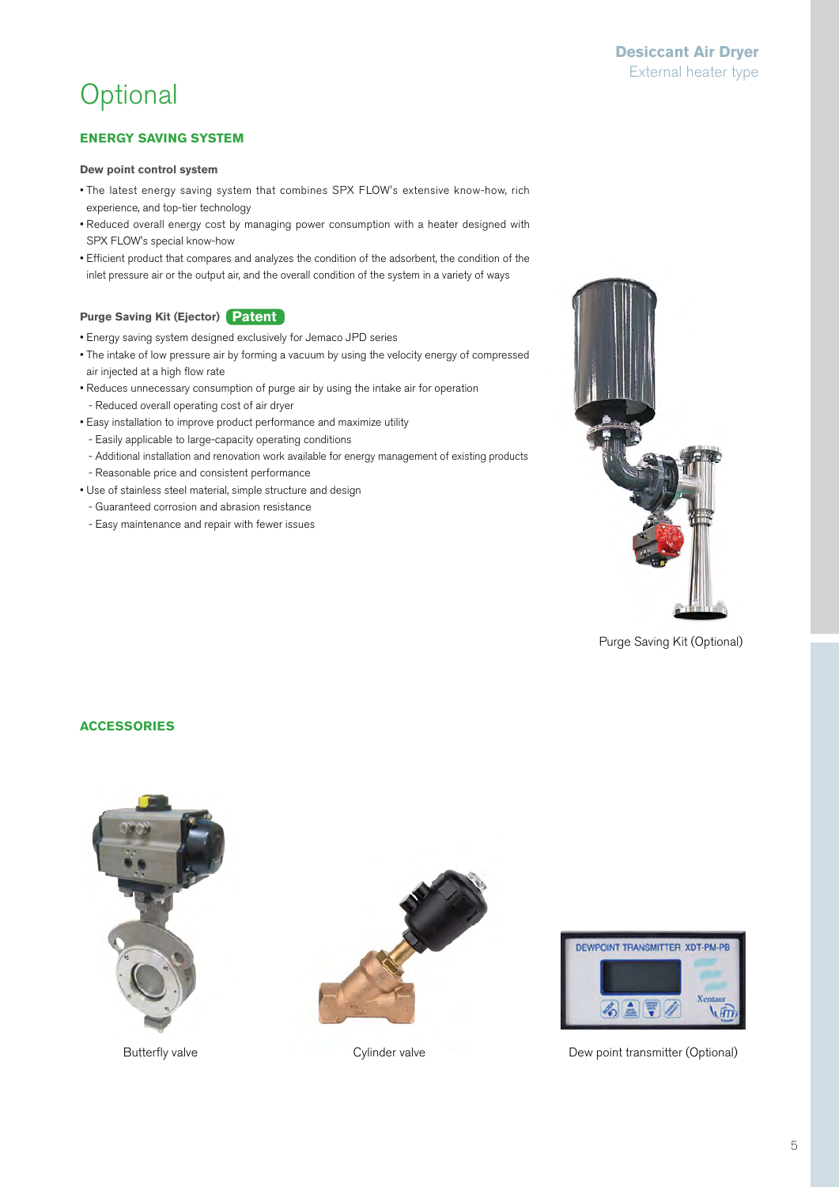# Optional

## ENERGY SAVING SYSTEM

### Dew point control system

- The latest energy saving system that combines SPX FLOW's extensive know-how, rich experience, and top-tier technology
- Reduced overall energy cost by managing power consumption with a heater designed with SPX FLOW's special know-how
- Efficient product that compares and analyzes the condition of the adsorbent, the condition of the inlet pressure air or the output air, and the overall condition of the system in a variety of ways

### Purge Saving Kit (Ejector) Patent

- Energy saving system designed exclusively for Jemaco JPD series
- The intake of low pressure air by forming a vacuum by using the velocity energy of compressed air injected at a high flow rate
- Reduces unnecessary consumption of purge air by using the intake air for operation
  - Reduced overall operating cost of air dryer
- Easy installation to improve product performance and maximize utility
  - Easily applicable to large-capacity operating conditions
  - Additional installation and renovation work available for energy management of existing products
  - Reasonable price and consistent performance
- Use of stainless steel material, simple structure and design
  - Guaranteed corrosion and abrasion resistance
  - Easy maintenance and repair with fewer issues

Purge Saving Kit (Optional)

## ACCESSORIES

Butterfly valve

Cylinder valve

Dew point transmitter (Optional)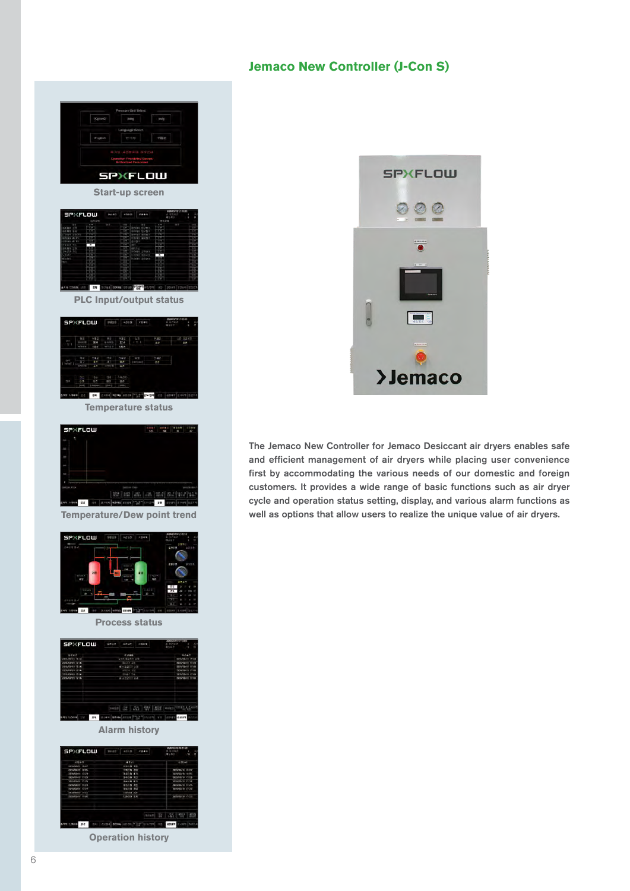## Jemaco New Controller (J-Con S)

Start-up screen

PLC Input/output status

Temperature status

Temperature/Dew point trend

Process status

Alarm history

Operation history

The Jemaco New Controller for Jemaco Desiccant air dryers enables safe and efficient management of air dryers while placing user convenience first by accommodating the various needs of our domestic and foreign customers. It provides a wide range of basic functions such as air dryer cycle and operation status setting, display, and various alarm functions as well as options that allow users to realize the unique value of air dryers.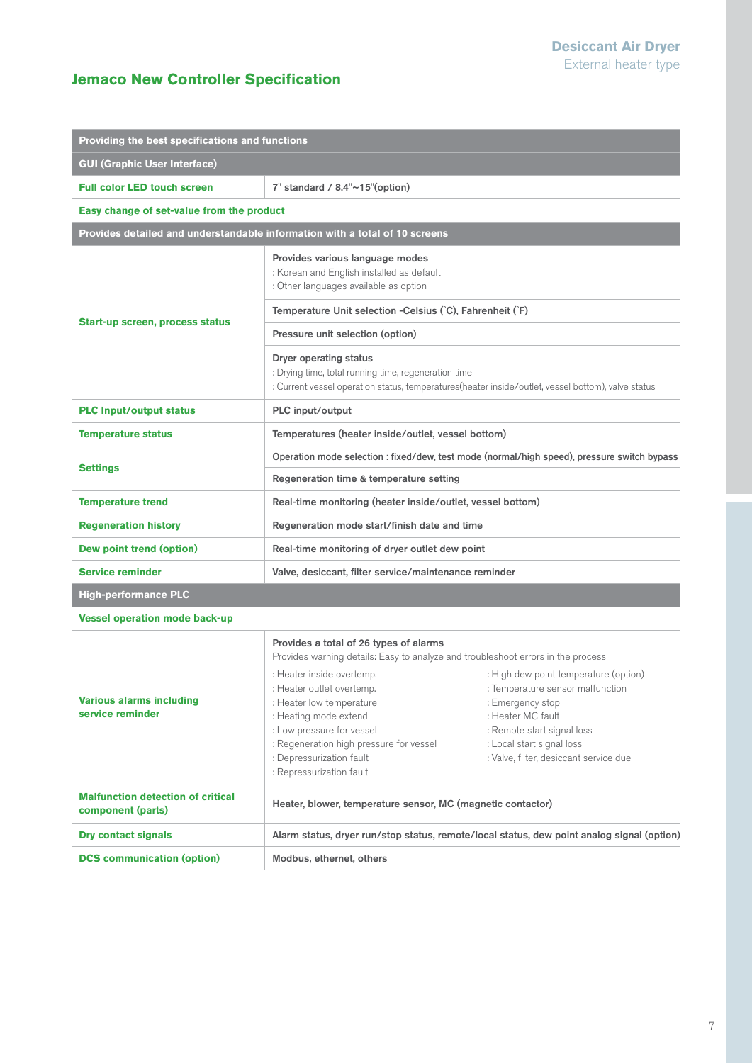# Jemaco New Controller Specification

Desiccant Air Dryer
External heater type

| Providing the best specifications and functions | |
|---|---|
| **GUI (Graphic User Interface)** | |
| Full color LED touch screen | 7" standard / 8.4"~15"(option) |
| Easy change of set-value from the product | |
| **Provides detailed and understandable information with a total of 10 screens** | |
| Start-up screen, process status | Provides various language modes<br>: Korean and English installed as default<br>: Other languages available as option |
| | Temperature Unit selection -Celsius (˚C), Fahrenheit (˚F) |
| | Pressure unit selection (option) |
| | Dryer operating status<br>: Drying time, total running time, regeneration time<br>: Current vessel operation status, temperatures(heater inside/outlet, vessel bottom), valve status |
| PLC Input/output status | PLC input/output |
| Temperature status | Temperatures (heater inside/outlet, vessel bottom) |
| Settings | Operation mode selection : fixed/dew, test mode (normal/high speed), pressure switch bypass |
| | Regeneration time & temperature setting |
| Temperature trend | Real-time monitoring (heater inside/outlet, vessel bottom) |
| Regeneration history | Regeneration mode start/finish date and time |
| Dew point trend (option) | Real-time monitoring of dryer outlet dew point |
| Service reminder | Valve, desiccant, filter service/maintenance reminder |
| **High-performance PLC** | |
| Vessel operation mode back-up | |
| Various alarms including service reminder | Provides a total of 26 types of alarms<br>Provides warning details: Easy to analyze and troubleshoot errors in the process<br>: Heater inside overtemp.<br>: Heater outlet overtemp.<br>: Heater low temperature<br>: Heating mode extend<br>: Low pressure for vessel<br>: Regeneration high pressure for vessel<br>: Depressurization fault<br>: Repressurization fault<br>: High dew point temperature (option)<br>: Temperature sensor malfunction<br>: Emergency stop<br>: Heater MC fault<br>: Remote start signal loss<br>: Local start signal loss<br>: Valve, filter, desiccant service due |
| Malfunction detection of critical component (parts) | Heater, blower, temperature sensor, MC (magnetic contactor) |
| Dry contact signals | Alarm status, dryer run/stop status, remote/local status, dew point analog signal (option) |
| DCS communication (option) | Modbus, ethernet, others |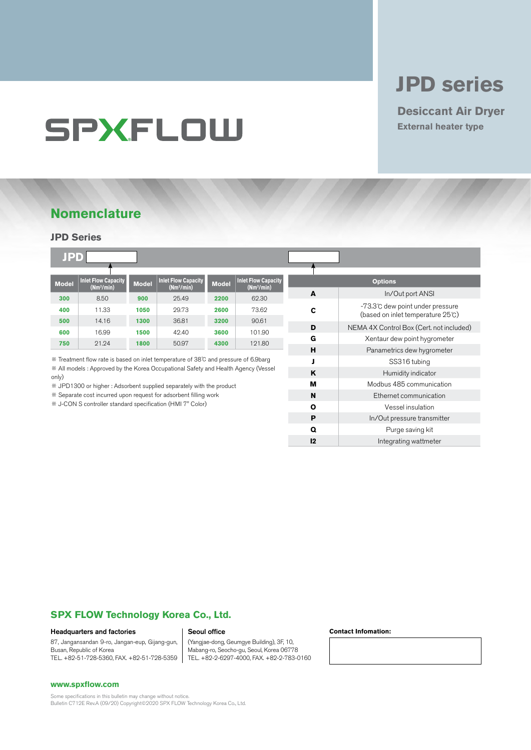SPXFLOW

# JPD series

**Desiccant Air Dryer**

**External heater type**

## Nomenclature

### JPD Series

JPD [ ] [ ]

| Model | Inlet Flow Capacity (Nm³/min) | Model | Inlet Flow Capacity (Nm³/min) | Model | Inlet Flow Capacity (Nm³/min) |
|---|---|---|---|---|---|
| **300** | 8.50 | **900** | 25.49 | **2200** | 62.30 |
| **400** | 11.33 | **1050** | 29.73 | **2600** | 73.62 |
| **500** | 14.16 | **1300** | 36.81 | **3200** | 90.61 |
| **600** | 16.99 | **1500** | 42.40 | **3600** | 101.90 |
| **750** | 21.24 | **1800** | 50.97 | **4300** | 121.80 |

※ Treatment flow rate is based on inlet temperature of 38℃ and pressure of 6.9barg

※ All models : Approved by the Korea Occupational Safety and Health Agency (Vessel only)

※ JPD1300 or higher : Adsorbent supplied separately with the product

※ Separate cost incurred upon request for adsorbent filling work

※ J-CON S controller standard specification (HMI 7" Color)

| Options | |
|---|---|
| **A** | In/Out port ANSI |
| **C** | -73.3℃ dew point under pressure (based on inlet temperature 25℃) |
| **D** | NEMA 4X Control Box (Cert. not included) |
| **G** | Xentaur dew point hygrometer |
| **H** | Panametrics dew hygrometer |
| **J** | SS316 tubing |
| **K** | Humidity indicator |
| **M** | Modbus 485 communication |
| **N** | Ethernet communication |
| **O** | Vessel insulation |
| **P** | In/Out pressure transmitter |
| **Q** | Purge saving kit |
| **I2** | Integrating wattmeter |

## SPX FLOW Technology Korea Co., Ltd.

**Headquarters and factories**

87, Jangansandan 9-ro, Jangan-eup, Gijang-gun, Busan, Republic of Korea

TEL. +82-51-728-5360, FAX. +82-51-728-5359

**Seoul office**

(Yangjae-dong, Geumgye Building), 3F, 10, Mabang-ro, Seocho-gu, Seoul, Korea 06778

TEL. +82-2-6297-4000, FAX. +82-2-783-0160

**Contact Infomation:**

**www.spxflow.com**

Some specifications in this bulletin may change without notice.

Bulletin C712E Rev.A (09/20) Copyright©2020 SPX FLOW Technology Korea Co., Ltd.